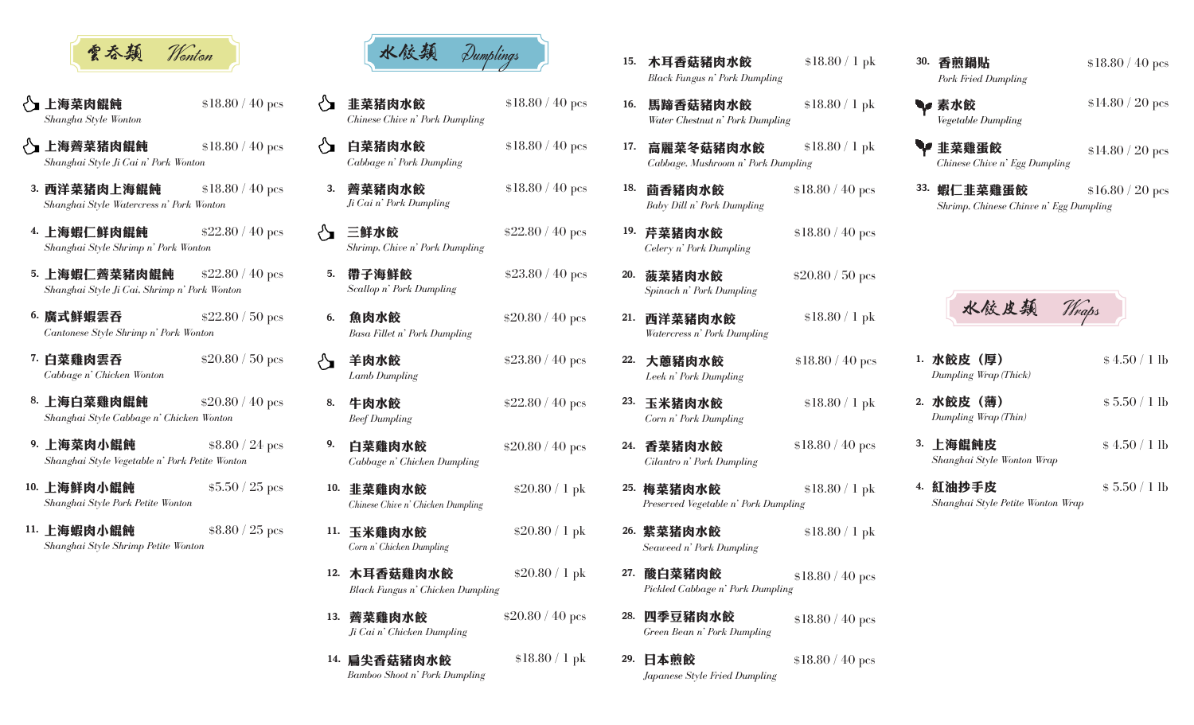## 雲吞類 Wonton

| No. | Item | Price |
|---|---|---|
| 👍 | **上海菜肉餛飩**<br>*Shangha Style Wonton* | $18.80 / 40 pcs |
| 👍 | **上海薺菜豬肉餛飩**<br>*Shanghai Style Ji Cai n' Pork Wonton* | $18.80 / 40 pcs |
| 3. | **西洋菜豬肉上海餛飩**<br>*Shanghai Style Watercress n' Pork Wonton* | $18.80 / 40 pcs |
| 4. | **上海蝦仁鮮肉餛飩**<br>*Shanghai Style Shrimp n' Pork Wonton* | $22.80 / 40 pcs |
| 5. | **上海蝦仁薺菜豬餛飩**<br>*Shanghai Style Ji Cai, Shrimp n' Pork Wonton* | $22.80 / 40 pcs |
| 6. | **廣式鮮蝦雲吞**<br>*Cantonese Style Shrimp n' Pork Wonton* | $22.80 / 50 pcs |
| 7. | **白菜雞肉雲吞**<br>*Cabbage n' Chicken Wonton* | $20.80 / 50 pcs |
| 8. | **上海白菜雞肉餛飩**<br>*Shanghai Style Cabbage n' Chicken Wonton* | $20.80 / 40 pcs |
| 9. | **上海菜肉小餛飩**<br>*Shanghai Style Vegetable n' Pork Petite Wonton* | $8.80 / 24 pcs |
| 10. | **上海鮮肉小餛飩**<br>*Shanghai Style Pork Petite Wonton* | $5.50 / 25 pcs |
| 11. | **上海蝦肉小餛飩**<br>*Shanghai Style Shrimp Petite Wonton* | $8.80 / 25 pcs |

## 水餃類 Dumplings

| No. | Item | Price |
|---|---|---|
| 👍 | **韭菜豬肉水餃**<br>*Chinese Chive n' Pork Dumpling* | $18.80 / 40 pcs |
| 👍 | **白菜豬肉水餃**<br>*Cabbage n' Pork Dumpling* | $18.80 / 40 pcs |
| 3. | **薺菜豬肉水餃**<br>*Ji Cai n' Pork Dumpling* | $18.80 / 40 pcs |
| 👍 | **三鮮水餃**<br>*Shrimp, Chive n' Pork Dumpling* | $22.80 / 40 pcs |
| 5. | **帶子海鮮餃**<br>*Scallop n' Pork Dumpling* | $23.80 / 40 pcs |
| 6. | **魚肉水餃**<br>*Basa Fillet n' Pork Dumpling* | $20.80 / 40 pcs |
| 👍 | **羊肉水餃**<br>*Lamb Dumpling* | $23.80 / 40 pcs |
| 8. | **牛肉水餃**<br>*Beef Dumpling* | $22.80 / 40 pcs |
| 9. | **白菜雞肉水餃**<br>*Cabbage n' Chicken Dumpling* | $20.80 / 40 pcs |
| 10. | **韭菜雞肉水餃**<br>*Chinese Chive n' Chicken Dumpling* | $20.80 / 1 pk |
| 11. | **玉米雞肉水餃**<br>*Corn n' Chicken Dumpling* | $20.80 / 1 pk |
| 12. | **木耳香菇雞肉水餃**<br>*Black Fungus n' Chicken Dumpling* | $20.80 / 1 pk |
| 13. | **薺菜雞肉水餃**<br>*Ji Cai n' Chicken Dumpling* | $20.80 / 40 pcs |
| 14. | **扁尖香菇豬肉水餃**<br>*Bamboo Shoot n' Pork Dumpling* | $18.80 / 1 pk |
| 15. | **木耳香菇豬肉水餃**<br>*Black Fungus n' Pork Dumpling* | $18.80 / 1 pk |
| 16. | **馬蹄香菇豬肉水餃**<br>*Water Chestnut n' Pork Dumpling* | $18.80 / 1 pk |
| 17. | **高麗菜冬菇豬肉水餃**<br>*Cabbage, Mushroom n' Pork Dumpling* | $18.80 / 1 pk |
| 18. | **茴香豬肉水餃**<br>*Baby Dill n' Pork Dumpling* | $18.80 / 40 pcs |
| 19. | **芹菜豬肉水餃**<br>*Celery n' Pork Dumpling* | $18.80 / 40 pcs |
| 20. | **菠菜豬肉水餃**<br>*Spinach n' Pork Dumpling* | $20.80 / 50 pcs |
| 21. | **西洋菜豬肉水餃**<br>*Watercress n' Pork Dumpling* | $18.80 / 1 pk |
| 22. | **大蔥豬肉水餃**<br>*Leek n' Pork Dumpling* | $18.80 / 40 pcs |
| 23. | **玉米豬肉水餃**<br>*Corn n' Pork Dumpling* | $18.80 / 1 pk |
| 24. | **香菜豬肉水餃**<br>*Cilantro n' Pork Dumpling* | $18.80 / 40 pcs |
| 25. | **梅菜豬肉水餃**<br>*Preserved Vegetable n' Pork Dumpling* | $18.80 / 1 pk |
| 26. | **紫菜豬肉水餃**<br>*Seaweed n' Pork Dumpling* | $18.80 / 1 pk |
| 27. | **酸白菜豬肉餃**<br>*Pickled Cabbage n' Pork Dumpling* | $18.80 / 40 pcs |
| 28. | **四季豆豬肉水餃**<br>*Green Bean n' Pork Dumpling* | $18.80 / 40 pcs |
| 29. | **日本煎餃**<br>*Japanese Style Fried Dumpling* | $18.80 / 40 pcs |
| 30. | **香煎鍋貼**<br>*Pork Fried Dumpling* | $18.80 / 40 pcs |
| 🌱 | **素水餃**<br>*Vegetable Dumpling* | $14.80 / 20 pcs |
| 🌱 | **韭菜雞蛋餃**<br>*Chinese Chive n' Egg Dumpling* | $14.80 / 20 pcs |
| 33. | **蝦仁韭菜雞蛋餃**<br>*Shrimp, Chinese Chinve n' Egg Dumpling* | $16.80 / 20 pcs |

## 水餃皮類 Wraps

| No. | Item | Price |
|---|---|---|
| 1. | **水餃皮（厚）**<br>*Dumpling Wrap (Thick)* | $4.50 / 1 lb |
| 2. | **水餃皮（薄）**<br>*Dumpling Wrap (Thin)* | $5.50 / 1 lb |
| 3. | **上海餛飩皮**<br>*Shanghai Style Wonton Wrap* | $4.50 / 1 lb |
| 4. | **紅油抄手皮**<br>*Shanghai Style Petite Wonton Wrap* | $5.50 / 1 lb |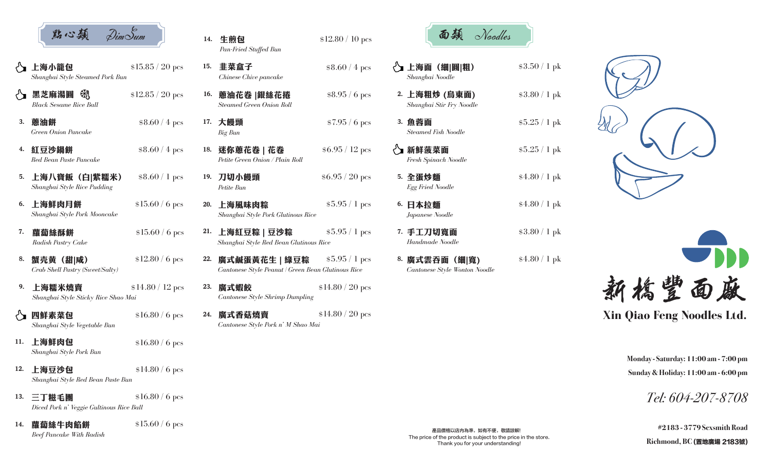## 點心類 Dim Sum

| | | |
|---|---|---|
| 👍 | **上海小籠包** *Shanghai Style Steamed Pork Bun* | $15.85 / 20 pcs |
| 👍 | **黑芝麻湯圓** *Black Sesame Rice Ball* | $12.85 / 20 pcs |
| 3. | **蔥油餅** *Green Onion Pancake* | $8.60 / 4 pcs |
| 4. | **紅豆沙鍋餅** *Red Bean Paste Pancake* | $8.60 / 4 pcs |
| 5. | **上海八寶飯（白\|紫糯米）** *Shanghai Style Rice Pudding* | $8.60 / 1 pcs |
| 6. | **上海鮮肉月餅** *Shanghai Style Pork Mooncake* | $15.60 / 6 pcs |
| 7. | **蘿蔔絲酥餅** *Radish Pastry Cake* | $15.60 / 6 pcs |
| 8. | **蟹殼黃（甜\|咸）** *Crab Shell Pastry (Sweet/Salty)* | $12.80 / 6 pcs |
| 9. | **上海糯米燒賣** *Shanghai Style Sticky Rice Shao Mai* | $14.80 / 12 pcs |
| 👍 | **四鮮素菜包** *Shanghai Style Vegetable Bun* | $16.80 / 6 pcs |
| 11. | **上海鮮肉包** *Shanghai Style Pork Bun* | $16.80 / 6 pcs |
| 12. | **上海豆沙包** *Shanghai Style Red Bean Paste Bun* | $14.80 / 6 pcs |
| 13. | **三丁糍毛團** *Diced Pork n' Veggie Gultinous Rice Ball* | $16.80 / 6 pcs |
| 14. | **蘿蔔絲牛肉餡餅** *Beef Pancake With Radish* | $15.60 / 6 pcs |
| 14. | **生煎包** *Pan-Fried Stuffed Bun* | $12.80 / 10 pcs |
| 15. | **韭菜盒子** *Chinese Chive pancake* | $8.60 / 4 pcs |
| 16. | **蔥油花卷 \|銀絲花捲** *Steamed Green Onion Roll* | $8.95 / 6 pcs |
| 17. | **大饅頭** *Big Bun* | $7.95 / 6 pcs |
| 18. | **迷你蔥花卷 \| 花卷** *Petite Green Onion / Plain Roll* | $6.95 / 12 pcs |
| 19. | **刀切小饅頭** *Petite Bun* | $6.95 / 20 pcs |
| 20. | **上海風味肉粽** *Shanghai Style Pork Glutinous Rice* | $5.95 / 1 pcs |
| 21. | **上海紅豆粽 \| 豆沙粽** *Shanghai Style Red Bean Glutinous Rice* | $5.95 / 1 pcs |
| 22. | **廣式鹹蛋黃花生 \| 綠豆粽** *Cantonese Style Peanut / Green Bean Glutinous Rice* | $5.95 / 1 pcs |
| 23. | **廣式蝦餃** *Cantonese Style Shrimp Dumpling* | $14.80 / 20 pcs |
| 24. | **廣式香菇燒賣** *Cantonese Style Pork n' M Shao Mai* | $14.80 / 20 pcs |

## 面類 Noodles

| | | |
|---|---|---|
| 👍 | **上海面（細\|圓\|粗）** *Shanghai Noodle* | $3.50 / 1 pk |
| 2. | **上海粗炒 (烏東面)** *Shanghai Stir Fry Noodle* | $3.80 / 1 pk |
| 3. | **魚蓉面** *Steamed Fish Noodle* | $5.25 / 1 pk |
| 👍 | **新鮮菠菜面** *Fresh Spinach Noodle* | $5.25 / 1 pk |
| 5. | **全蛋炒麵** *Egg Fried Noodle* | $4.80 / 1 pk |
| 6. | **日本拉麵** *Japanese Noodle* | $4.80 / 1 pk |
| 7. | **手工刀切寬面** *Handmade Noodle* | $3.80 / 1 pk |
| 8. | **廣式雲吞面（細\|寬）** *Cantonese Style Wonton Noodle* | $4.80 / 1 pk |

產品價格以店內為準，如有不便，敬請諒解!
The price of the product is subject to the price in the store.
Thank you for your understanding!

# 新橋豐面廠
## Xin Qiao Feng Noodles Ltd.

**Monday - Saturday: 11:00 am - 7:00 pm**
**Sunday & Holiday: 11:00 am - 6:00 pm**

*Tel: 604-207-8708*

**#2183 - 3779 Sexsmith Road**
**Richmond, BC (置地廣場 2183號)**